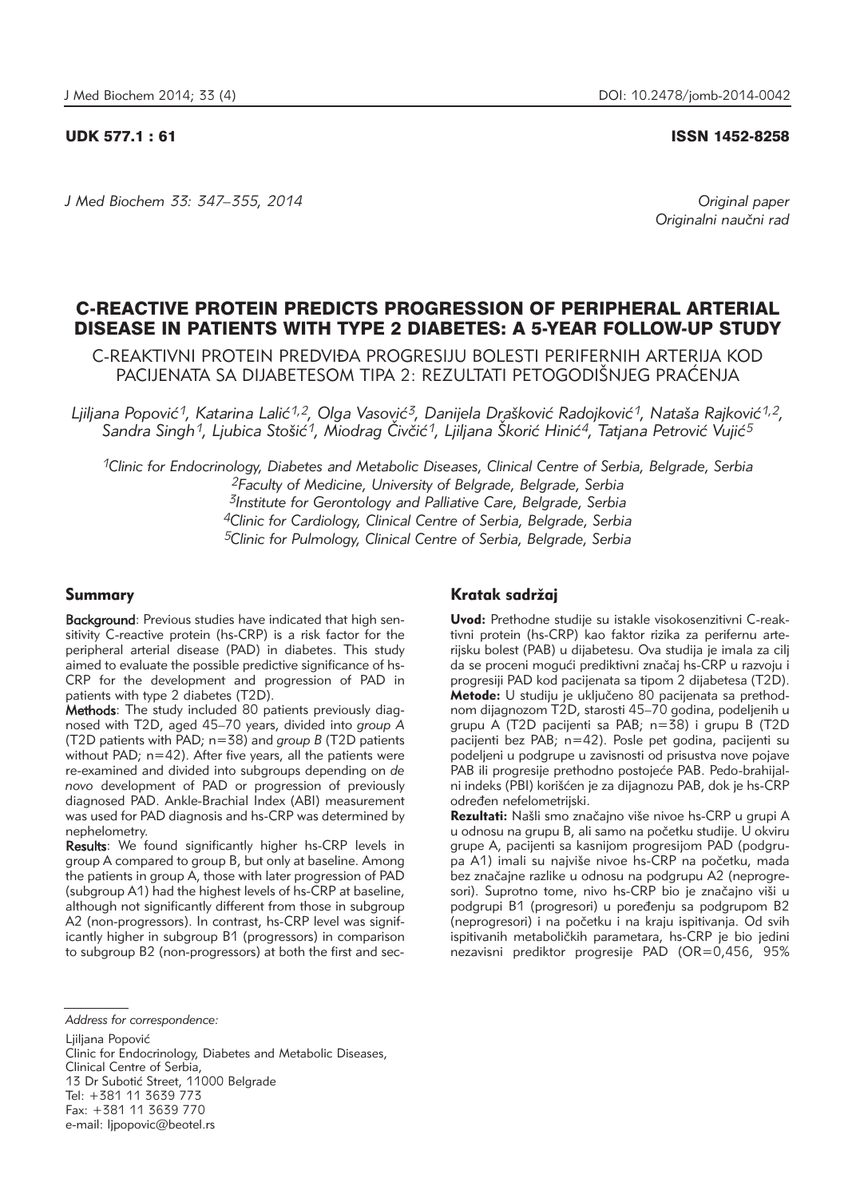UDK 577.1 : 61 ISSN 1452-8258

Original paper
Originalni naučni rad

# C-REACTIVE PROTEIN PREDICTS PROGRESSION OF PERIPHERAL ARTERIAL DISEASE IN PATIENTS WITH TYPE 2 DIABETES: A 5-YEAR FOLLOW-UP STUDY

C-REAKTIVNI PROTEIN PREDVIĐA PROGRESIJU BOLESTI PERIFERNIH ARTERIJA KOD PACIJENATA SA DIJABETESOM TIPA 2: REZULTATI PETOGODIŠNJEG PRAĆENJA

*Ljiljana Popović[1], Katarina Lalić[1,2], Olga Vasović[3], Danijela Drašković Radojković[1], Nataša Rajković[1,2], Sandra Singh[1], Ljubica Stošić[1], Miodrag Čivčić[1], Ljiljana Škorić Hinić[4], Tatjana Petrović Vujić[5]*

[1]Clinic for Endocrinology, Diabetes and Metabolic Diseases, Clinical Centre of Serbia, Belgrade, Serbia
[2]Faculty of Medicine, University of Belgrade, Belgrade, Serbia
[3]Institute for Gerontology and Palliative Care, Belgrade, Serbia
[4]Clinic for Cardiology, Clinical Centre of Serbia, Belgrade, Serbia
[5]Clinic for Pulmology, Clinical Centre of Serbia, Belgrade, Serbia

## Summary

**Background**: Previous studies have indicated that high sensitivity C-reactive protein (hs-CRP) is a risk factor for the peripheral arterial disease (PAD) in diabetes. This study aimed to evaluate the possible predictive significance of hs-CRP for the development and progression of PAD in patients with type 2 diabetes (T2D).

**Methods**: The study included 80 patients previously diagnosed with T2D, aged 45–70 years, divided into *group A* (T2D patients with PAD; n=38) and *group B* (T2D patients without PAD; n=42). After five years, all the patients were re-examined and divided into subgroups depending on *de novo* development of PAD or progression of previously diagnosed PAD. Ankle-Brachial Index (ABI) measurement was used for PAD diagnosis and hs-CRP was determined by nephelometry.

**Results**: We found significantly higher hs-CRP levels in group A compared to group B, but only at baseline. Among the patients in group A, those with later progression of PAD (subgroup A1) had the highest levels of hs-CRP at baseline, although not significantly different from those in subgroup A2 (non-progressors). In contrast, hs-CRP level was significantly higher in subgroup B1 (progressors) in comparison to subgroup B2 (non-progressors) at both the first and sec-

## Kratak sadržaj

**Uvod:** Prethodne studije su istakle visokosenzitivni C-reaktivni protein (hs-CRP) kao faktor rizika za perifernu arterijsku bolest (PAB) u dijabetesu. Ova studija je imala za cilj da se proceni mogući prediktivni značaj hs-CRP u razvoju i progresiji PAD kod pacijenata sa tipom 2 dijabetesa (T2D).

**Metode:** U studiju je uključeno 80 pacijenata sa prethodnom dijagnozom T2D, starosti 45–70 godina, podeljenih u grupu A (T2D pacijenti sa PAB; n=38) i grupu B (T2D pacijenti bez PAB; n=42). Posle pet godina, pacijenti su podeljeni u podgrupe u zavisnosti od prisustva nove pojave PAB ili progresije prethodno postojeće PAB. Pedo-brahijalni indeks (PBI) korišćen je za dijagnozu PAB, dok je hs-CRP određen nefelometrijski.

**Rezultati:** Našli smo značajno više nivoe hs-CRP u grupi A u odnosu na grupu B, ali samo na početku studije. U okviru grupe A, pacijenti sa kasnijom progresijom PAD (podgrupa A1) imali su najviše nivoe hs-CRP na početku, mada bez značajne razlike u odnosu na podgrupu A2 (neprogresori). Suprotno tome, nivo hs-CRP bio je značajno viši u podgrupi B1 (progresori) u poređenju sa podgrupom B2 (neprogresori) i na početku i na kraju ispitivanja. Od svih ispitivanih metaboličkih parametara, hs-CRP je bio jedini nezavisni prediktor progresije PAD (OR=0,456, 95%

---

*Address for correspondence:*

Ljiljana Popović
Clinic for Endocrinology, Diabetes and Metabolic Diseases,
Clinical Centre of Serbia,
13 Dr Subotić Street, 11000 Belgrade
Tel: +381 11 3639 773
Fax: +381 11 3639 770
e-mail: ljpopovic@beotel.rs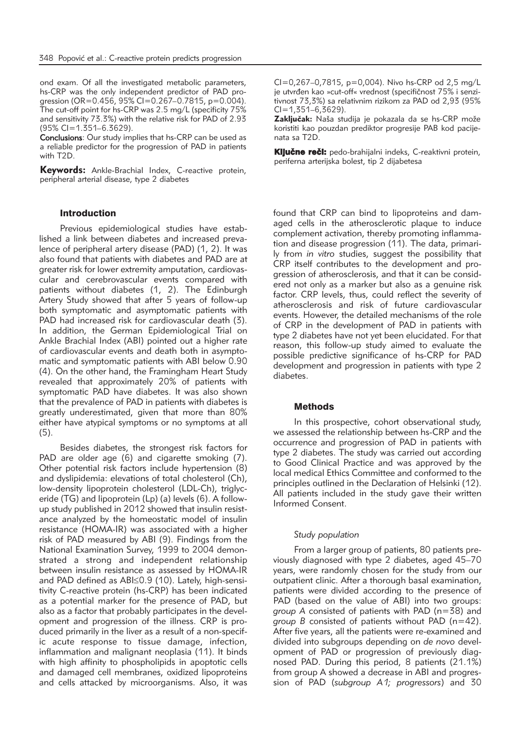ond exam. Of all the investigated metabolic parameters, hs-CRP was the only independent predictor of PAD progression (OR=0.456, 95% CI=0.267–0.7815, p=0.004). The cut-off point for hs-CRP was 2.5 mg/L (specificity 75% and sensitivity 73.3%) with the relative risk for PAD of 2.93 (95% CI=1.351–6.3629).

**Conclusions**: Our study implies that hs-CRP can be used as a reliable predictor for the progression of PAD in patients with T2D.

**Keywords:** Ankle-Brachial Index, C-reactive protein, peripheral arterial disease, type 2 diabetes

CI=0,267–0,7815, p=0,004). Nivo hs-CRP od 2,5 mg/L je utvrđen kao »cut-off« vrednost (specifičnost 75% i senzitivnost 73,3%) sa relativnim rizikom za PAD od 2,93 (95% CI=1,351–6,3629).

**Zaključak:** Naša studija je pokazala da se hs-CRP može koristiti kao pouzdan prediktor progresije PAB kod pacijenata sa T2D.

**Ključne reči:** pedo-brahijalni indeks, C-reaktivni protein, periferna arterijska bolest, tip 2 dijabetesa

## Introduction

Previous epidemiological studies have established a link between diabetes and increased prevalence of peripheral artery disease (PAD) (1, 2). It was also found that patients with diabetes and PAD are at greater risk for lower extremity amputation, cardiovascular and cerebrovascular events compared with patients without diabetes (1, 2). The Edinburgh Artery Study showed that after 5 years of follow-up both symptomatic and asymptomatic patients with PAD had increased risk for cardiovascular death (3). In addition, the German Epidemiological Trial on Ankle Brachial Index (ABI) pointed out a higher rate of cardiovascular events and death both in asymptomatic and symptomatic patients with ABI below 0.90 (4). On the other hand, the Framingham Heart Study revealed that approximately 20% of patients with symptomatic PAD have diabetes. It was also shown that the prevalence of PAD in patients with diabetes is greatly underestimated, given that more than 80% either have atypical symptoms or no symptoms at all (5).

Besides diabetes, the strongest risk factors for PAD are older age (6) and cigarette smoking (7). Other potential risk factors include hypertension (8) and dyslipidemia: elevations of total cholesterol (Ch), low-density lipoprotein cholesterol (LDL-Ch), triglyceride (TG) and lipoprotein (Lp) (a) levels (6). A follow-up study published in 2012 showed that insulin resistance analyzed by the homeostatic model of insulin resistance (HOMA-IR) was associated with a higher risk of PAD measured by ABI (9). Findings from the National Examination Survey, 1999 to 2004 demonstrated a strong and independent relationship between insulin resistance as assessed by HOMA-IR and PAD defined as ABI≤0.9 (10). Lately, high-sensitivity C-reactive protein (hs-CRP) has been indicated as a potential marker for the presence of PAD, but also as a factor that probably participates in the development and progression of the illness. CRP is produced primarily in the liver as a result of a non-specific acute response to tissue damage, infection, inflammation and malignant neoplasia (11). It binds with high affinity to phospholipids in apoptotic cells and damaged cell membranes, oxidized lipoproteins and cells attacked by microorganisms. Also, it was found that CRP can bind to lipoproteins and damaged cells in the atherosclerotic plaque to induce complement activation, thereby promoting inflammation and disease progression (11). The data, primarily from *in vitro* studies, suggest the possibility that CRP itself contributes to the development and progression of atherosclerosis, and that it can be considered not only as a marker but also as a genuine risk factor. CRP levels, thus, could reflect the severity of atherosclerosis and risk of future cardiovascular events. However, the detailed mechanisms of the role of CRP in the development of PAD in patients with type 2 diabetes have not yet been elucidated. For that reason, this follow-up study aimed to evaluate the possible predictive significance of hs-CRP for PAD development and progression in patients with type 2 diabetes.

## Methods

In this prospective, cohort observational study, we assessed the relationship between hs-CRP and the occurrence and progression of PAD in patients with type 2 diabetes. The study was carried out according to Good Clinical Practice and was approved by the local medical Ethics Committee and conformed to the principles outlined in the Declaration of Helsinki (12). All patients included in the study gave their written Informed Consent.

### *Study population*

From a larger group of patients, 80 patients previously diagnosed with type 2 diabetes, aged 45–70 years, were randomly chosen for the study from our outpatient clinic. After a thorough basal examination, patients were divided according to the presence of PAD (based on the value of ABI) into two groups: *group A* consisted of patients with PAD (n=38) and *group B* consisted of patients without PAD (n=42). After five years, all the patients were re-examined and divided into subgroups depending on *de novo* development of PAD or progression of previously diagnosed PAD. During this period, 8 patients (21.1%) from group A showed a decrease in ABI and progression of PAD (*subgroup A1; progressors*) and 30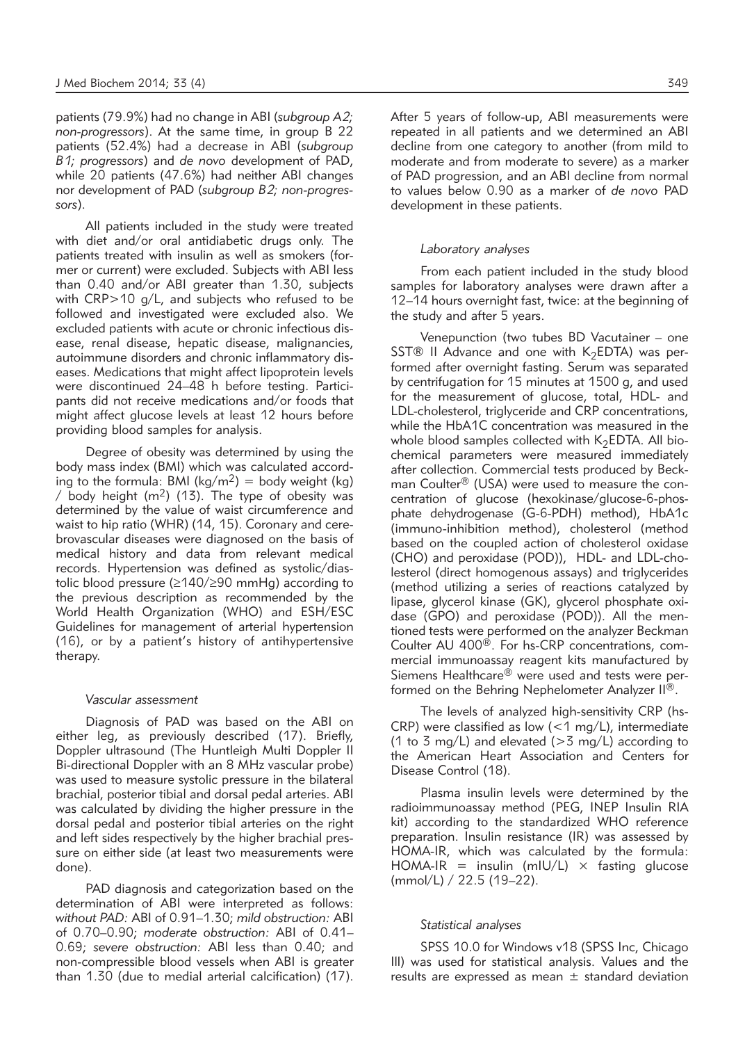patients (79.9%) had no change in ABI (*subgroup A2; non-progressors*). At the same time, in group B 22 patients (52.4%) had a decrease in ABI (*subgroup B1; progressors*) and *de novo* development of PAD, while 20 patients (47.6%) had neither ABI changes nor development of PAD (*subgroup B2; non-progressors*).

All patients included in the study were treated with diet and/or oral antidiabetic drugs only. The patients treated with insulin as well as smokers (former or current) were excluded. Subjects with ABI less than 0.40 and/or ABI greater than 1.30, subjects with CRP>10 g/L, and subjects who refused to be followed and investigated were excluded also. We excluded patients with acute or chronic infectious disease, renal disease, hepatic disease, malignancies, autoimmune disorders and chronic inflammatory diseases. Medications that might affect lipoprotein levels were discontinued 24–48 h before testing. Participants did not receive medications and/or foods that might affect glucose levels at least 12 hours before providing blood samples for analysis.

Degree of obesity was determined by using the body mass index (BMI) which was calculated according to the formula: BMI ($kg/m^2$) = body weight (kg) / body height ($m^2$) (13). The type of obesity was determined by the value of waist circumference and waist to hip ratio (WHR) (14, 15). Coronary and cerebrovascular diseases were diagnosed on the basis of medical history and data from relevant medical records. Hypertension was defined as systolic/diastolic blood pressure (≥140/≥90 mmHg) according to the previous description as recommended by the World Health Organization (WHO) and ESH/ESC Guidelines for management of arterial hypertension (16), or by a patient's history of antihypertensive therapy.

### *Vascular assessment*

Diagnosis of PAD was based on the ABI on either leg, as previously described (17). Briefly, Doppler ultrasound (The Huntleigh Multi Doppler II Bi-directional Doppler with an 8 MHz vascular probe) was used to measure systolic pressure in the bilateral brachial, posterior tibial and dorsal pedal arteries. ABI was calculated by dividing the higher pressure in the dorsal pedal and posterior tibial arteries on the right and left sides respectively by the higher brachial pressure on either side (at least two measurements were done).

PAD diagnosis and categorization based on the determination of ABI were interpreted as follows: *without PAD:* ABI of 0.91–1.30; *mild obstruction:* ABI of 0.70–0.90; *moderate obstruction:* ABI of 0.41–0.69; *severe obstruction:* ABI less than 0.40; and non-compressible blood vessels when ABI is greater than 1.30 (due to medial arterial calcification) (17). After 5 years of follow-up, ABI measurements were repeated in all patients and we determined an ABI decline from one category to another (from mild to moderate and from moderate to severe) as a marker of PAD progression, and an ABI decline from normal to values below 0.90 as a marker of *de novo* PAD development in these patients.

### *Laboratory analyses*

From each patient included in the study blood samples for laboratory analyses were drawn after a 12–14 hours overnight fast, twice: at the beginning of the study and after 5 years.

Venepunction (two tubes BD Vacutainer – one SST® II Advance and one with $K_2$EDTA) was performed after overnight fasting. Serum was separated by centrifugation for 15 minutes at 1500 g, and used for the measurement of glucose, total, HDL- and LDL-cholesterol, triglyceride and CRP concentrations, while the HbA1C concentration was measured in the whole blood samples collected with $K_2$EDTA. All biochemical parameters were measured immediately after collection. Commercial tests produced by Beckman Coulter® (USA) were used to measure the concentration of glucose (hexokinase/glucose-6-phosphate dehydrogenase (G-6-PDH) method), HbA1c (immuno-inhibition method), cholesterol (method based on the coupled action of cholesterol oxidase (CHO) and peroxidase (POD)), HDL- and LDL-cholesterol (direct homogenous assays) and triglycerides (method utilizing a series of reactions catalyzed by lipase, glycerol kinase (GK), glycerol phosphate oxidase (GPO) and peroxidase (POD)). All the mentioned tests were performed on the analyzer Beckman Coulter AU 400®. For hs-CRP concentrations, commercial immunoassay reagent kits manufactured by Siemens Healthcare® were used and tests were performed on the Behring Nephelometer Analyzer II®.

The levels of analyzed high-sensitivity CRP (hs-CRP) were classified as low (<1 mg/L), intermediate (1 to 3 mg/L) and elevated (>3 mg/L) according to the American Heart Association and Centers for Disease Control (18).

Plasma insulin levels were determined by the radioimmunoassay method (PEG, INEP Insulin RIA kit) according to the standardized WHO reference preparation. Insulin resistance (IR) was assessed by HOMA-IR, which was calculated by the formula: HOMA-IR = insulin (mIU/L) × fasting glucose (mmol/L) / 22.5 (19–22).

### *Statistical analyses*

SPSS 10.0 for Windows v18 (SPSS Inc, Chicago Ill) was used for statistical analysis. Values and the results are expressed as mean ± standard deviation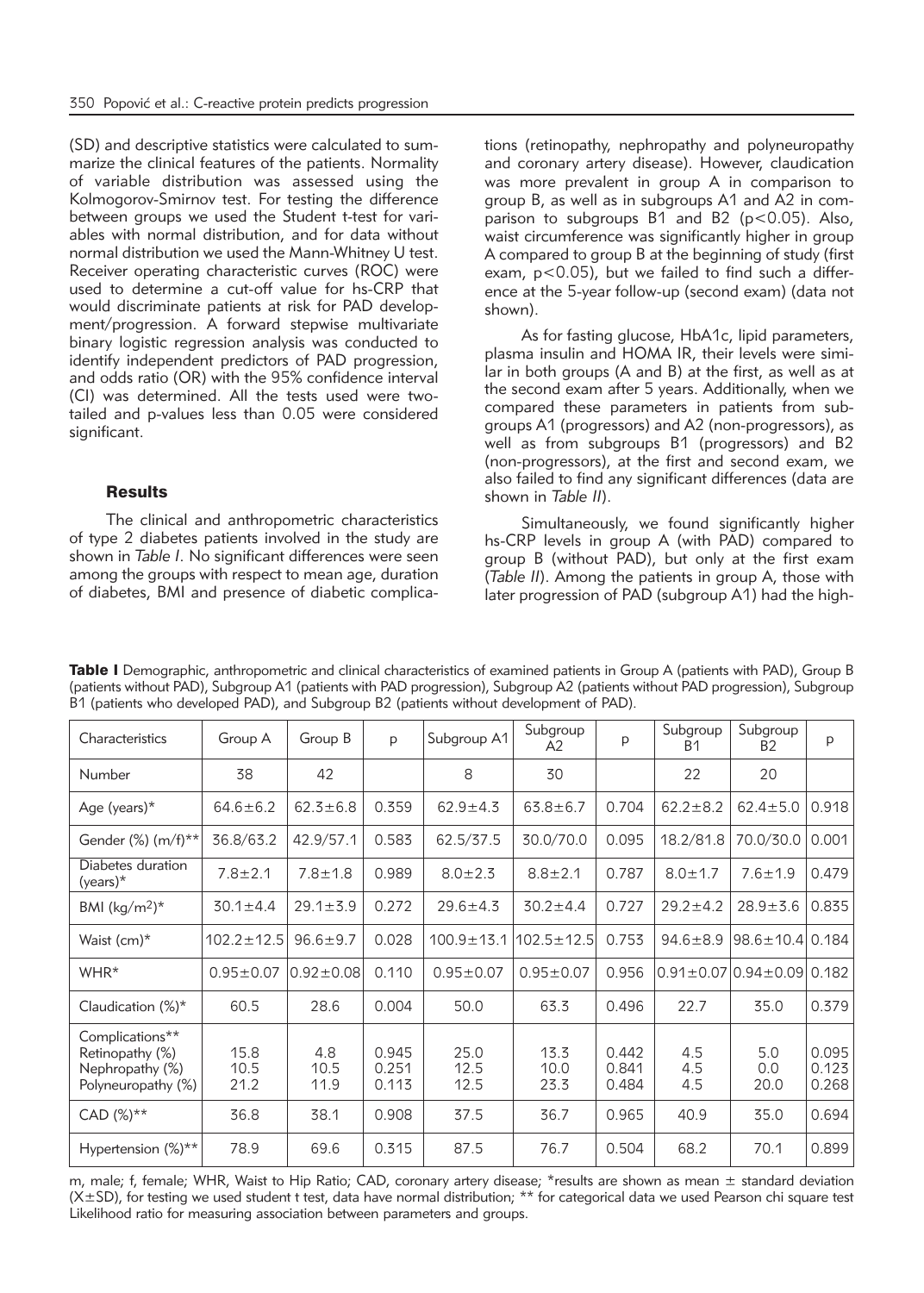(SD) and descriptive statistics were calculated to summarize the clinical features of the patients. Normality of variable distribution was assessed using the Kolmogorov-Smirnov test. For testing the difference between groups we used the Student t-test for variables with normal distribution, and for data without normal distribution we used the Mann-Whitney U test. Receiver operating characteristic curves (ROC) were used to determine a cut-off value for hs-CRP that would discriminate patients at risk for PAD development/progression. A forward stepwise multivariate binary logistic regression analysis was conducted to identify independent predictors of PAD progression, and odds ratio (OR) with the 95% confidence interval (CI) was determined. All the tests used were two-tailed and p-values less than 0.05 were considered significant.

## Results

The clinical and anthropometric characteristics of type 2 diabetes patients involved in the study are shown in *Table I*. No significant differences were seen among the groups with respect to mean age, duration of diabetes, BMI and presence of diabetic complications (retinopathy, nephropathy and polyneuropathy and coronary artery disease). However, claudication was more prevalent in group A in comparison to group B, as well as in subgroups A1 and A2 in comparison to subgroups B1 and B2 ($p<0.05$). Also, waist circumference was significantly higher in group A compared to group B at the beginning of study (first exam, $p<0.05$), but we failed to find such a difference at the 5-year follow-up (second exam) (data not shown).

As for fasting glucose, HbA1c, lipid parameters, plasma insulin and HOMA IR, their levels were similar in both groups (A and B) at the first, as well as at the second exam after 5 years. Additionally, when we compared these parameters in patients from subgroups A1 (progressors) and A2 (non-progressors), as well as from subgroups B1 (progressors) and B2 (non-progressors), at the first and second exam, we also failed to find any significant differences (data are shown in *Table II*).

Simultaneously, we found significantly higher hs-CRP levels in group A (with PAD) compared to group B (without PAD), but only at the first exam (*Table II*). Among the patients in group A, those with later progression of PAD (subgroup A1) had the high-

**Table I** Demographic, anthropometric and clinical characteristics of examined patients in Group A (patients with PAD), Group B (patients without PAD), Subgroup A1 (patients with PAD progression), Subgroup A2 (patients without PAD progression), Subgroup B1 (patients who developed PAD), and Subgroup B2 (patients without development of PAD).

| Characteristics | Group A | Group B | p | Subgroup A1 | Subgroup A2 | p | Subgroup B1 | Subgroup B2 | p |
|---|---|---|---|---|---|---|---|---|---|
| Number | 38 | 42 | | 8 | 30 | | 22 | 20 | |
| Age (years)* | 64.6±6.2 | 62.3±6.8 | 0.359 | 62.9±4.3 | 63.8±6.7 | 0.704 | 62.2±8.2 | 62.4±5.0 | 0.918 |
| Gender (%) (m/f)** | 36.8/63.2 | 42.9/57.1 | 0.583 | 62.5/37.5 | 30.0/70.0 | 0.095 | 18.2/81.8 | 70.0/30.0 | 0.001 |
| Diabetes duration (years)* | 7.8±2.1 | 7.8±1.8 | 0.989 | 8.0±2.3 | 8.8±2.1 | 0.787 | 8.0±1.7 | 7.6±1.9 | 0.479 |
| BMI (kg/m$^2$)* | 30.1±4.4 | 29.1±3.9 | 0.272 | 29.6±4.3 | 30.2±4.4 | 0.727 | 29.2±4.2 | 28.9±3.6 | 0.835 |
| Waist (cm)* | 102.2±12.5 | 96.6±9.7 | 0.028 | 100.9±13.1 | 102.5±12.5 | 0.753 | 94.6±8.9 | 98.6±10.4 | 0.184 |
| WHR* | 0.95±0.07 | 0.92±0.08 | 0.110 | 0.95±0.07 | 0.95±0.07 | 0.956 | 0.91±0.07 | 0.94±0.09 | 0.182 |
| Claudication (%)* | 60.5 | 28.6 | 0.004 | 50.0 | 63.3 | 0.496 | 22.7 | 35.0 | 0.379 |
| Complications**<br>Retinopathy (%)<br>Nephropathy (%)<br>Polyneuropathy (%) | <br>15.8<br>10.5<br>21.2 | <br>4.8<br>10.5<br>11.9 | <br>0.945<br>0.251<br>0.113 | <br>25.0<br>12.5<br>12.5 | <br>13.3<br>10.0<br>23.3 | <br>0.442<br>0.841<br>0.484 | <br>4.5<br>4.5<br>4.5 | <br>5.0<br>0.0<br>20.0 | <br>0.095<br>0.123<br>0.268 |
| CAD (%)** | 36.8 | 38.1 | 0.908 | 37.5 | 36.7 | 0.965 | 40.9 | 35.0 | 0.694 |
| Hypertension (%)** | 78.9 | 69.6 | 0.315 | 87.5 | 76.7 | 0.504 | 68.2 | 70.1 | 0.899 |

m, male; f, female; WHR, Waist to Hip Ratio; CAD, coronary artery disease; *results are shown as mean ± standard deviation (X±SD), for testing we used student t test, data have normal distribution; ** for categorical data we used Pearson chi square test Likelihood ratio for measuring association between parameters and groups.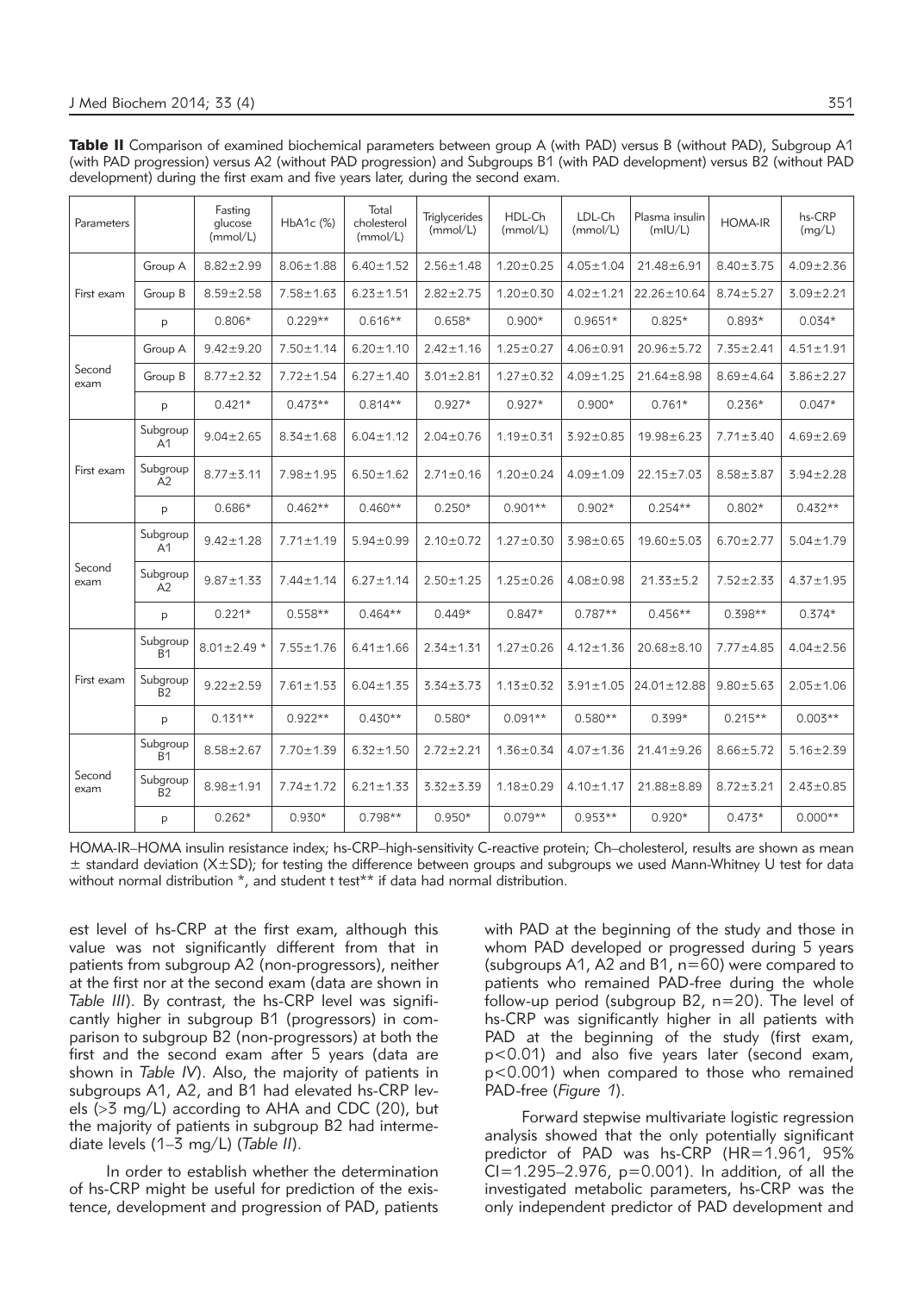**Table II** Comparison of examined biochemical parameters between group A (with PAD) versus B (without PAD), Subgroup A1 (with PAD progression) versus A2 (without PAD progression) and Subgroups B1 (with PAD development) versus B2 (without PAD development) during the first exam and five years later, during the second exam.

| Parameters | | Fasting glucose (mmol/L) | HbA1c (%) | Total cholesterol (mmol/L) | Triglycerides (mmol/L) | HDL-Ch (mmol/L) | LDL-Ch (mmol/L) | Plasma insulin (mIU/L) | HOMA-IR | hs-CRP (mg/L) |
|---|---|---|---|---|---|---|---|---|---|---|
| First exam | Group A | 8.82±2.99 | 8.06±1.88 | 6.40±1.52 | 2.56±1.48 | 1.20±0.25 | 4.05±1.04 | 21.48±6.91 | 8.40±3.75 | 4.09±2.36 |
| | Group B | 8.59±2.58 | 7.58±1.63 | 6.23±1.51 | 2.82±2.75 | 1.20±0.30 | 4.02±1.21 | 22.26±10.64 | 8.74±5.27 | 3.09±2.21 |
| | p | 0.806* | 0.229** | 0.616** | 0.658* | 0.900* | 0.9651* | 0.825* | 0.893* | 0.034* |
| Second exam | Group A | 9.42±9.20 | 7.50±1.14 | 6.20±1.10 | 2.42±1.16 | 1.25±0.27 | 4.06±0.91 | 20.96±5.72 | 7.35±2.41 | 4.51±1.91 |
| | Group B | 8.77±2.32 | 7.72±1.54 | 6.27±1.40 | 3.01±2.81 | 1.27±0.32 | 4.09±1.25 | 21.64±8.98 | 8.69±4.64 | 3.86±2.27 |
| | p | 0.421* | 0.473** | 0.814** | 0.927* | 0.927* | 0.900* | 0.761* | 0.236* | 0.047* |
| First exam | Subgroup A1 | 9.04±2.65 | 8.34±1.68 | 6.04±1.12 | 2.04±0.76 | 1.19±0.31 | 3.92±0.85 | 19.98±6.23 | 7.71±3.40 | 4.69±2.69 |
| | Subgroup A2 | 8.77±3.11 | 7.98±1.95 | 6.50±1.62 | 2.71±0.16 | 1.20±0.24 | 4.09±1.09 | 22.15±7.03 | 8.58±3.87 | 3.94±2.28 |
| | p | 0.686* | 0.462** | 0.460** | 0.250* | 0.901** | 0.902* | 0.254** | 0.802* | 0.432** |
| Second exam | Subgroup A1 | 9.42±1.28 | 7.71±1.19 | 5.94±0.99 | 2.10±0.72 | 1.27±0.30 | 3.98±0.65 | 19.60±5.03 | 6.70±2.77 | 5.04±1.79 |
| | Subgroup A2 | 9.87±1.33 | 7.44±1.14 | 6.27±1.14 | 2.50±1.25 | 1.25±0.26 | 4.08±0.98 | 21.33±5.2 | 7.52±2.33 | 4.37±1.95 |
| | p | 0.221* | 0.558** | 0.464** | 0.449* | 0.847* | 0.787** | 0.456** | 0.398** | 0.374* |
| First exam | Subgroup B1 | 8.01±2.49 * | 7.55±1.76 | 6.41±1.66 | 2.34±1.31 | 1.27±0.26 | 4.12±1.36 | 20.68±8.10 | 7.77±4.85 | 4.04±2.56 |
| | Subgroup B2 | 9.22±2.59 | 7.61±1.53 | 6.04±1.35 | 3.34±3.73 | 1.13±0.32 | 3.91±1.05 | 24.01±12.88 | 9.80±5.63 | 2.05±1.06 |
| | p | 0.131** | 0.922** | 0.430** | 0.580* | 0.091** | 0.580** | 0.399* | 0.215** | 0.003** |
| Second exam | Subgroup B1 | 8.58±2.67 | 7.70±1.39 | 6.32±1.50 | 2.72±2.21 | 1.36±0.34 | 4.07±1.36 | 21.41±9.26 | 8.66±5.72 | 5.16±2.39 |
| | Subgroup B2 | 8.98±1.91 | 7.74±1.72 | 6.21±1.33 | 3.32±3.39 | 1.18±0.29 | 4.10±1.17 | 21.88±8.89 | 8.72±3.21 | 2.43±0.85 |
| | p | 0.262* | 0.930* | 0.798** | 0.950* | 0.079** | 0.953** | 0.920* | 0.473* | 0.000** |

HOMA-IR–HOMA insulin resistance index; hs-CRP–high-sensitivity C-reactive protein; Ch–cholesterol, results are shown as mean ± standard deviation (X±SD); for testing the difference between groups and subgroups we used Mann-Whitney U test for data without normal distribution *, and student t test** if data had normal distribution.

est level of hs-CRP at the first exam, although this value was not significantly different from that in patients from subgroup A2 (non-progressors), neither at the first nor at the second exam (data are shown in *Table III*). By contrast, the hs-CRP level was significantly higher in subgroup B1 (progressors) in comparison to subgroup B2 (non-progressors) at both the first and the second exam after 5 years (data are shown in *Table IV*). Also, the majority of patients in subgroups A1, A2, and B1 had elevated hs-CRP levels (>3 mg/L) according to AHA and CDC (20), but the majority of patients in subgroup B2 had intermediate levels (1–3 mg/L) (*Table II*).

In order to establish whether the determination of hs-CRP might be useful for prediction of the existence, development and progression of PAD, patients with PAD at the beginning of the study and those in whom PAD developed or progressed during 5 years (subgroups A1, A2 and B1, n=60) were compared to patients who remained PAD-free during the whole follow-up period (subgroup B2, n=20). The level of hs-CRP was significantly higher in all patients with PAD at the beginning of the study (first exam, $p<0.01$) and also five years later (second exam, $p<0.001$) when compared to those who remained PAD-free (*Figure 1*).

Forward stepwise multivariate logistic regression analysis showed that the only potentially significant predictor of PAD was hs-CRP (HR=1.961, 95% CI=1.295–2.976, $p=0.001$). In addition, of all the investigated metabolic parameters, hs-CRP was the only independent predictor of PAD development and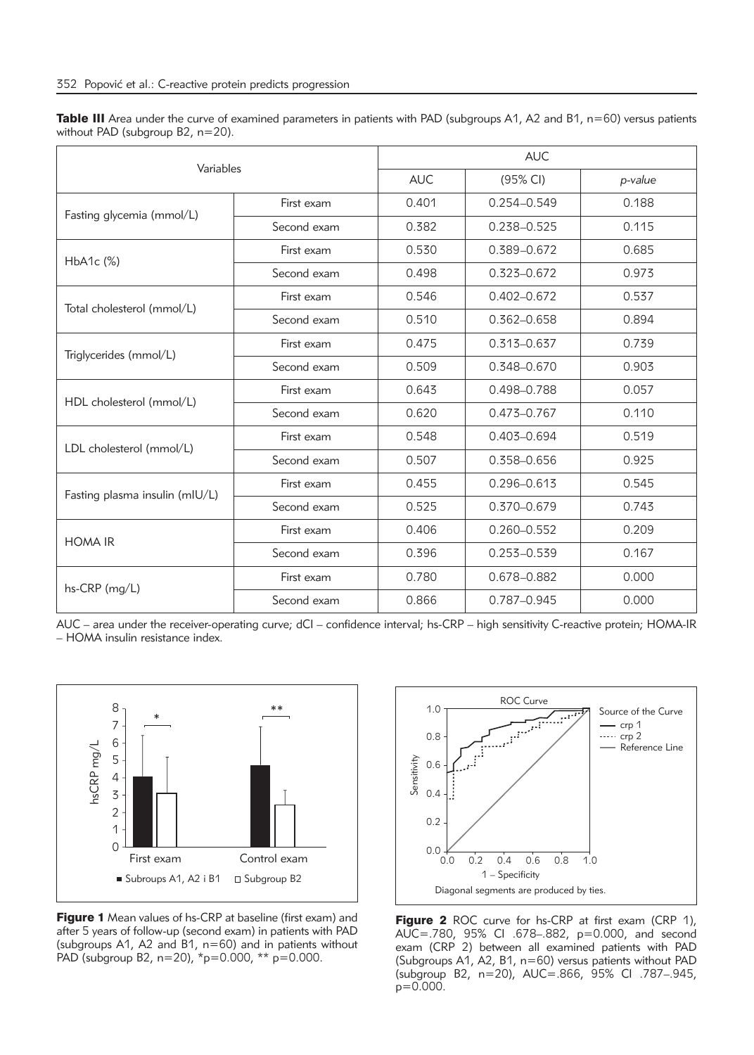**Table III** Area under the curve of examined parameters in patients with PAD (subgroups A1, A2 and B1, n=60) versus patients without PAD (subgroup B2, n=20).

| Variables | | AUC | | |
|---|---|---|---|---|
| | | AUC | (95% CI) | *p-value* |
| Fasting glycemia (mmol/L) | First exam | 0.401 | 0.254–0.549 | 0.188 |
| | Second exam | 0.382 | 0.238–0.525 | 0.115 |
| HbA1c (%) | First exam | 0.530 | 0.389–0.672 | 0.685 |
| | Second exam | 0.498 | 0.323–0.672 | 0.973 |
| Total cholesterol (mmol/L) | First exam | 0.546 | 0.402–0.672 | 0.537 |
| | Second exam | 0.510 | 0.362–0.658 | 0.894 |
| Triglycerides (mmol/L) | First exam | 0.475 | 0.313–0.637 | 0.739 |
| | Second exam | 0.509 | 0.348–0.670 | 0.903 |
| HDL cholesterol (mmol/L) | First exam | 0.643 | 0.498–0.788 | 0.057 |
| | Second exam | 0.620 | 0.473–0.767 | 0.110 |
| LDL cholesterol (mmol/L) | First exam | 0.548 | 0.403–0.694 | 0.519 |
| | Second exam | 0.507 | 0.358–0.656 | 0.925 |
| Fasting plasma insulin (mIU/L) | First exam | 0.455 | 0.296–0.613 | 0.545 |
| | Second exam | 0.525 | 0.370–0.679 | 0.743 |
| HOMA IR | First exam | 0.406 | 0.260–0.552 | 0.209 |
| | Second exam | 0.396 | 0.253–0.539 | 0.167 |
| hs-CRP (mg/L) | First exam | 0.780 | 0.678–0.882 | 0.000 |
| | Second exam | 0.866 | 0.787–0.945 | 0.000 |

AUC – area under the receiver-operating curve; dCI – confidence interval; hs-CRP – high sensitivity C-reactive protein; HOMA-IR – HOMA insulin resistance index.

**Figure 1** Mean values of hs-CRP at baseline (first exam) and after 5 years of follow-up (second exam) in patients with PAD (subgroups A1, A2 and B1, n=60) and in patients without PAD (subgroup B2, n=20), *p=0.000, ** p=0.000.

**Figure 2** ROC curve for hs-CRP at first exam (CRP 1), AUC=.780, 95% CI .678–.882, p=0.000, and second exam (CRP 2) between all examined patients with PAD (Subgroups A1, A2, B1, n=60) versus patients without PAD (subgroup B2, n=20), AUC=.866, 95% CI .787–.945, p=0.000.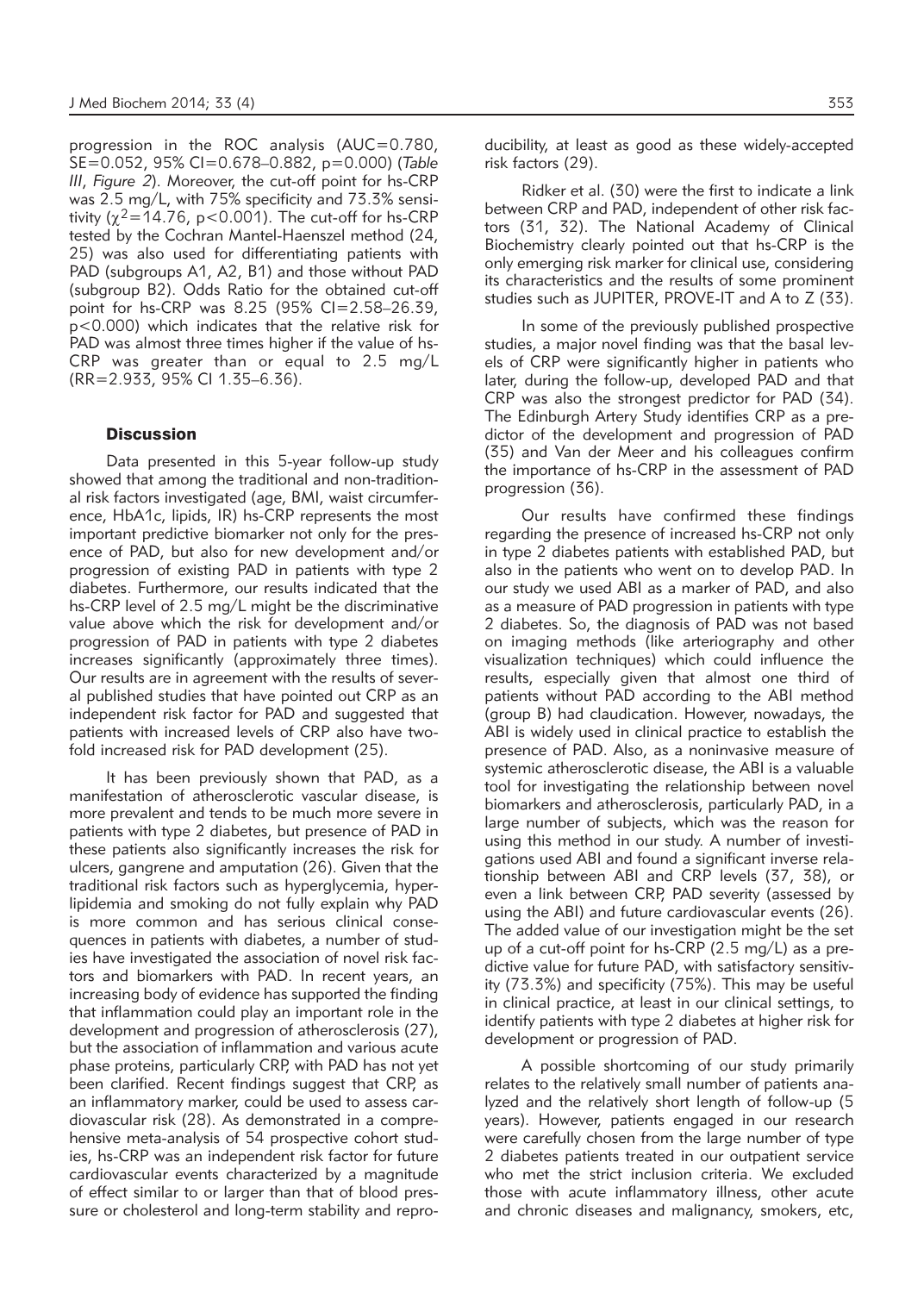progression in the ROC analysis (AUC=0.780, SE=0.052, 95% CI=0.678–0.882, p=0.000) (*Table III*, *Figure 2*). Moreover, the cut-off point for hs-CRP was 2.5 mg/L, with 75% specificity and 73.3% sensitivity ($\chi^2$=14.76, p<0.001). The cut-off for hs-CRP tested by the Cochran Mantel-Haenszel method (24, 25) was also used for differentiating patients with PAD (subgroups A1, A2, B1) and those without PAD (subgroup B2). Odds Ratio for the obtained cut-off point for hs-CRP was 8.25 (95% CI=2.58–26.39, p<0.000) which indicates that the relative risk for PAD was almost three times higher if the value of hs-CRP was greater than or equal to 2.5 mg/L (RR=2.933, 95% CI 1.35–6.36).

## Discussion

Data presented in this 5-year follow-up study showed that among the traditional and non-traditional risk factors investigated (age, BMI, waist circumference, HbA1c, lipids, IR) hs-CRP represents the most important predictive biomarker not only for the presence of PAD, but also for new development and/or progression of existing PAD in patients with type 2 diabetes. Furthermore, our results indicated that the hs-CRP level of 2.5 mg/L might be the discriminative value above which the risk for development and/or progression of PAD in patients with type 2 diabetes increases significantly (approximately three times). Our results are in agreement with the results of several published studies that have pointed out CRP as an independent risk factor for PAD and suggested that patients with increased levels of CRP also have two-fold increased risk for PAD development (25).

It has been previously shown that PAD, as a manifestation of atherosclerotic vascular disease, is more prevalent and tends to be much more severe in patients with type 2 diabetes, but presence of PAD in these patients also significantly increases the risk for ulcers, gangrene and amputation (26). Given that the traditional risk factors such as hyperglycemia, hyperlipidemia and smoking do not fully explain why PAD is more common and has serious clinical consequences in patients with diabetes, a number of studies have investigated the association of novel risk factors and biomarkers with PAD. In recent years, an increasing body of evidence has supported the finding that inflammation could play an important role in the development and progression of atherosclerosis (27), but the association of inflammation and various acute phase proteins, particularly CRP, with PAD has not yet been clarified. Recent findings suggest that CRP, as an inflammatory marker, could be used to assess cardiovascular risk (28). As demonstrated in a comprehensive meta-analysis of 54 prospective cohort studies, hs-CRP was an independent risk factor for future cardiovascular events characterized by a magnitude of effect similar to or larger than that of blood pressure or cholesterol and long-term stability and reproducibility, at least as good as these widely-accepted risk factors (29).

Ridker et al. (30) were the first to indicate a link between CRP and PAD, independent of other risk factors (31, 32). The National Academy of Clinical Biochemistry clearly pointed out that hs-CRP is the only emerging risk marker for clinical use, considering its characteristics and the results of some prominent studies such as JUPITER, PROVE-IT and A to Z (33).

In some of the previously published prospective studies, a major novel finding was that the basal levels of CRP were significantly higher in patients who later, during the follow-up, developed PAD and that CRP was also the strongest predictor for PAD (34). The Edinburgh Artery Study identifies CRP as a predictor of the development and progression of PAD (35) and Van der Meer and his colleagues confirm the importance of hs-CRP in the assessment of PAD progression (36).

Our results have confirmed these findings regarding the presence of increased hs-CRP not only in type 2 diabetes patients with established PAD, but also in the patients who went on to develop PAD. In our study we used ABI as a marker of PAD, and also as a measure of PAD progression in patients with type 2 diabetes. So, the diagnosis of PAD was not based on imaging methods (like arteriography and other visualization techniques) which could influence the results, especially given that almost one third of patients without PAD according to the ABI method (group B) had claudication. However, nowadays, the ABI is widely used in clinical practice to establish the presence of PAD. Also, as a noninvasive measure of systemic atherosclerotic disease, the ABI is a valuable tool for investigating the relationship between novel biomarkers and atherosclerosis, particularly PAD, in a large number of subjects, which was the reason for using this method in our study. A number of investigations used ABI and found a significant inverse relationship between ABI and CRP levels (37, 38), or even a link between CRP, PAD severity (assessed by using the ABI) and future cardiovascular events (26). The added value of our investigation might be the set up of a cut-off point for hs-CRP (2.5 mg/L) as a predictive value for future PAD, with satisfactory sensitivity (73.3%) and specificity (75%). This may be useful in clinical practice, at least in our clinical settings, to identify patients with type 2 diabetes at higher risk for development or progression of PAD.

A possible shortcoming of our study primarily relates to the relatively small number of patients analyzed and the relatively short length of follow-up (5 years). However, patients engaged in our research were carefully chosen from the large number of type 2 diabetes patients treated in our outpatient service who met the strict inclusion criteria. We excluded those with acute inflammatory illness, other acute and chronic diseases and malignancy, smokers, etc,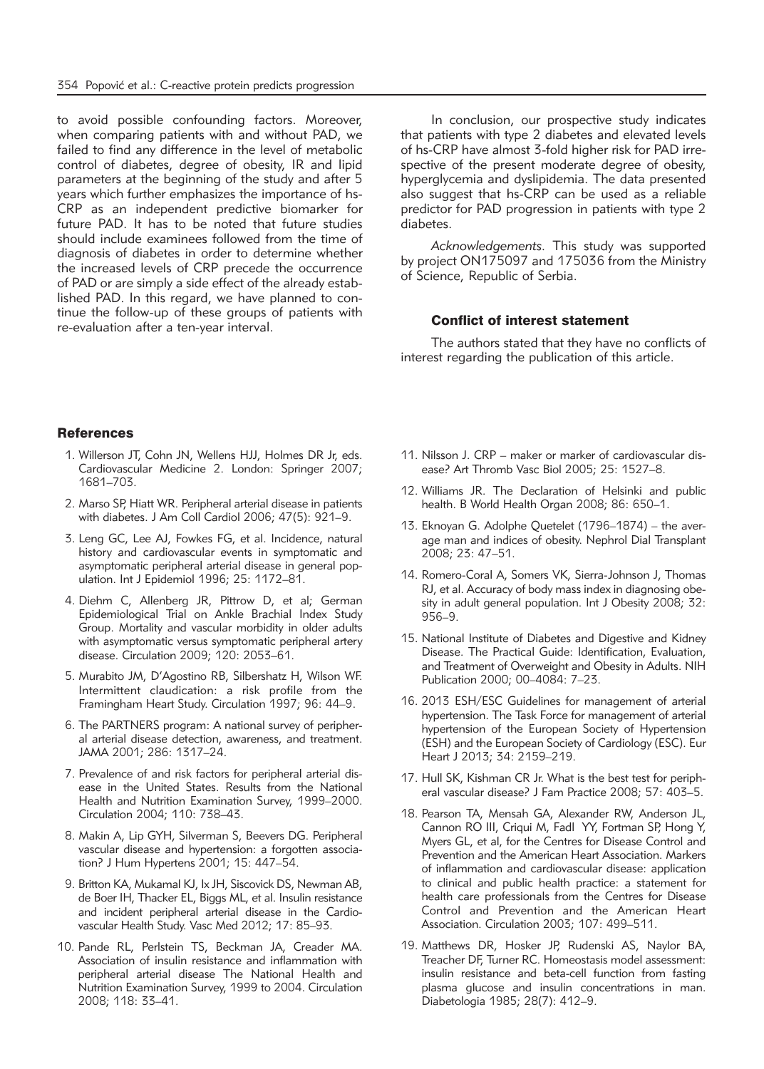to avoid possible confounding factors. Moreover, when comparing patients with and without PAD, we failed to find any difference in the level of metabolic control of diabetes, degree of obesity, IR and lipid parameters at the beginning of the study and after 5 years which further emphasizes the importance of hs-CRP as an independent predictive biomarker for future PAD. It has to be noted that future studies should include examinees followed from the time of diagnosis of diabetes in order to determine whether the increased levels of CRP precede the occurrence of PAD or are simply a side effect of the already established PAD. In this regard, we have planned to continue the follow-up of these groups of patients with re-evaluation after a ten-year interval.

In conclusion, our prospective study indicates that patients with type 2 diabetes and elevated levels of hs-CRP have almost 3-fold higher risk for PAD irrespective of the present moderate degree of obesity, hyperglycemia and dyslipidemia. The data presented also suggest that hs-CRP can be used as a reliable predictor for PAD progression in patients with type 2 diabetes.

*Acknowledgements.* This study was supported by project ON175097 and 175036 from the Ministry of Science, Republic of Serbia.

### Conflict of interest statement

The authors stated that they have no conflicts of interest regarding the publication of this article.

## References

1. Willerson JT, Cohn JN, Wellens HJJ, Holmes DR Jr, eds. Cardiovascular Medicine 2. London: Springer 2007; 1681–703.
2. Marso SP, Hiatt WR. Peripheral arterial disease in patients with diabetes. J Am Coll Cardiol 2006; 47(5): 921–9.
3. Leng GC, Lee AJ, Fowkes FG, et al. Incidence, natural history and cardiovascular events in symptomatic and asymptomatic peripheral arterial disease in general population. Int J Epidemiol 1996; 25: 1172–81.
4. Diehm C, Allenberg JR, Pittrow D, et al; German Epidemiological Trial on Ankle Brachial Index Study Group. Mortality and vascular morbidity in older adults with asymptomatic versus symptomatic peripheral artery disease. Circulation 2009; 120: 2053–61.
5. Murabito JM, D'Agostino RB, Silbershatz H, Wilson WF. Intermittent claudication: a risk profile from the Framingham Heart Study. Circulation 1997; 96: 44–9.
6. The PARTNERS program: A national survey of peripheral arterial disease detection, awareness, and treatment. JAMA 2001; 286: 1317–24.
7. Prevalence of and risk factors for peripheral arterial disease in the United States. Results from the National Health and Nutrition Examination Survey, 1999–2000. Circulation 2004; 110: 738–43.
8. Makin A, Lip GYH, Silverman S, Beevers DG. Peripheral vascular disease and hypertension: a forgotten association? J Hum Hypertens 2001; 15: 447–54.
9. Britton KA, Mukamal KJ, Ix JH, Siscovick DS, Newman AB, de Boer IH, Thacker EL, Biggs ML, et al. Insulin resistance and incident peripheral arterial disease in the Cardiovascular Health Study. Vasc Med 2012; 17: 85–93.
10. Pande RL, Perlstein TS, Beckman JA, Creader MA. Association of insulin resistance and inflammation with peripheral arterial disease The National Health and Nutrition Examination Survey, 1999 to 2004. Circulation 2008; 118: 33–41.
11. Nilsson J. CRP – maker or marker of cardiovascular disease? Art Thromb Vasc Biol 2005; 25: 1527–8.
12. Williams JR. The Declaration of Helsinki and public health. B World Health Organ 2008; 86: 650–1.
13. Eknoyan G. Adolphe Quetelet (1796–1874) – the average man and indices of obesity. Nephrol Dial Transplant 2008; 23: 47–51.
14. Romero-Coral A, Somers VK, Sierra-Johnson J, Thomas RJ, et al. Accuracy of body mass index in diagnosing obesity in adult general population. Int J Obesity 2008; 32: 956–9.
15. National Institute of Diabetes and Digestive and Kidney Disease. The Practical Guide: Identification, Evaluation, and Treatment of Overweight and Obesity in Adults. NIH Publication 2000; 00–4084: 7–23.
16. 2013 ESH/ESC Guidelines for management of arterial hypertension. The Task Force for management of arterial hypertension of the European Society of Hypertension (ESH) and the European Society of Cardiology (ESC). Eur Heart J 2013; 34: 2159–219.
17. Hull SK, Kishman CR Jr. What is the best test for peripheral vascular disease? J Fam Practice 2008; 57: 403–5.
18. Pearson TA, Mensah GA, Alexander RW, Anderson JL, Cannon RO III, Criqui M, Fadl YY, Fortman SP, Hong Y, Myers GL, et al, for the Centres for Disease Control and Prevention and the American Heart Association. Markers of inflammation and cardiovascular disease: application to clinical and public health practice: a statement for health care professionals from the Centres for Disease Control and Prevention and the American Heart Association. Circulation 2003; 107: 499–511.
19. Matthews DR, Hosker JP, Rudenski AS, Naylor BA, Treacher DF, Turner RC. Homeostasis model assessment: insulin resistance and beta-cell function from fasting plasma glucose and insulin concentrations in man. Diabetologia 1985; 28(7): 412–9.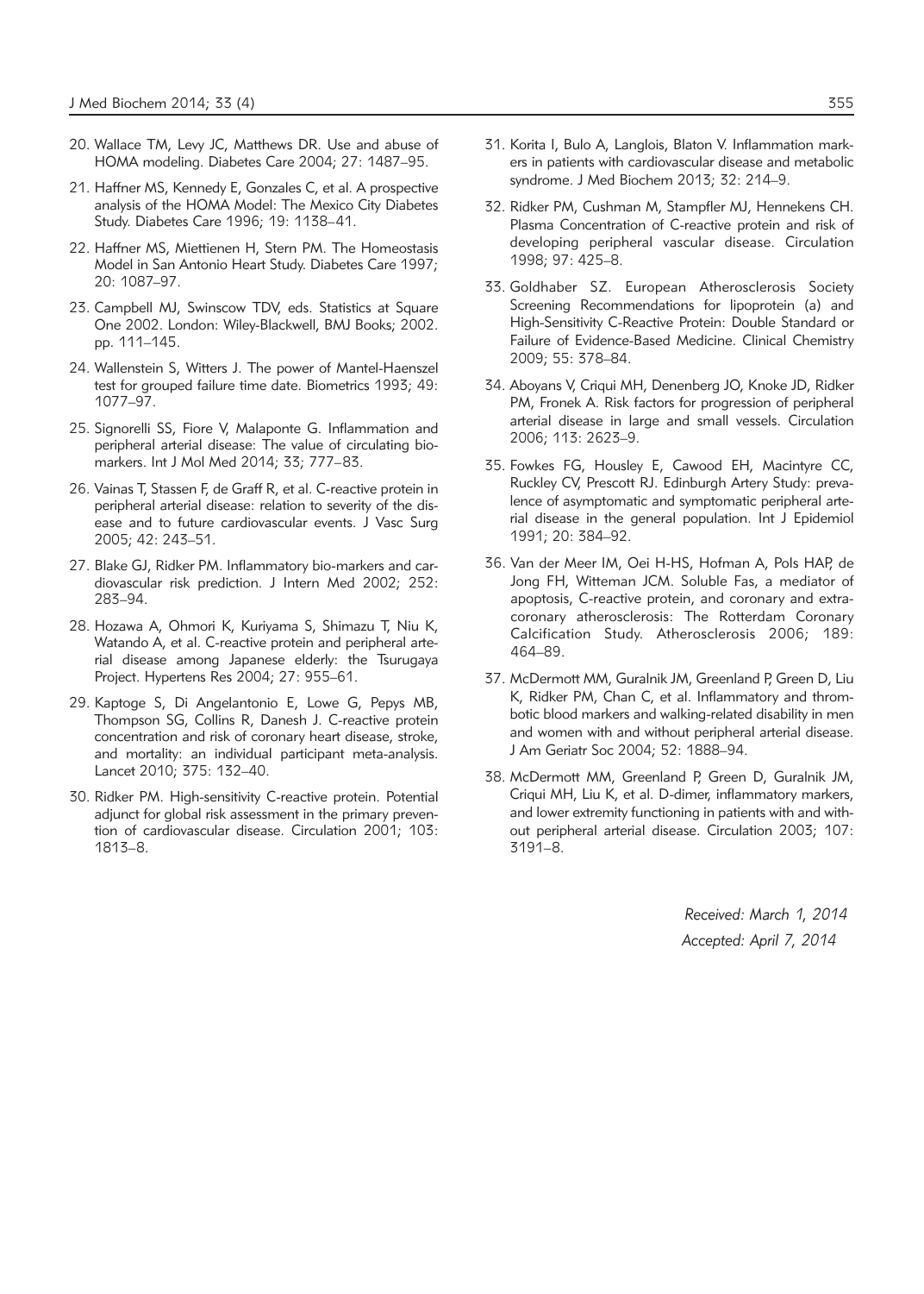20. Wallace TM, Levy JC, Matthews DR. Use and abuse of HOMA modeling. Diabetes Care 2004; 27: 1487–95.

21. Haffner MS, Kennedy E, Gonzales C, et al. A prospective analysis of the HOMA Model: The Mexico City Diabetes Study. Diabetes Care 1996; 19: 1138–41.

22. Haffner MS, Miettienen H, Stern PM. The Homeostasis Model in San Antonio Heart Study. Diabetes Care 1997; 20: 1087–97.

23. Campbell MJ, Swinscow TDV, eds. Statistics at Square One 2002. London: Wiley-Blackwell, BMJ Books; 2002. pp. 111–145.

24. Wallenstein S, Witters J. The power of Mantel-Haenszel test for grouped failure time date. Biometrics 1993; 49: 1077–97.

25. Signorelli SS, Fiore V, Malaponte G. Inflammation and peripheral arterial disease: The value of circulating biomarkers. Int J Mol Med 2014; 33; 777–83.

26. Vainas T, Stassen F, de Graff R, et al. C-reactive protein in peripheral arterial disease: relation to severity of the disease and to future cardiovascular events. J Vasc Surg 2005; 42: 243–51.

27. Blake GJ, Ridker PM. Inflammatory bio-markers and cardiovascular risk prediction. J Intern Med 2002; 252: 283–94.

28. Hozawa A, Ohmori K, Kuriyama S, Shimazu T, Niu K, Watando A, et al. C-reactive protein and peripheral arterial disease among Japanese elderly: the Tsurugaya Project. Hypertens Res 2004; 27: 955–61.

29. Kaptoge S, Di Angelantonio E, Lowe G, Pepys MB, Thompson SG, Collins R, Danesh J. C-reactive protein concentration and risk of coronary heart disease, stroke, and mortality: an individual participant meta-analysis. Lancet 2010; 375: 132–40.

30. Ridker PM. High-sensitivity C-reactive protein. Potential adjunct for global risk assessment in the primary prevention of cardiovascular disease. Circulation 2001; 103: 1813–8.

31. Korita I, Bulo A, Langlois, Blaton V. Inflammation markers in patients with cardiovascular disease and metabolic syndrome. J Med Biochem 2013; 32: 214–9.

32. Ridker PM, Cushman M, Stampfler MJ, Hennekens CH. Plasma Concentration of C-reactive protein and risk of developing peripheral vascular disease. Circulation 1998; 97: 425–8.

33. Goldhaber SZ. European Atherosclerosis Society Screening Recommendations for lipoprotein (a) and High-Sensitivity C-Reactive Protein: Double Standard or Failure of Evidence-Based Medicine. Clinical Chemistry 2009; 55: 378–84.

34. Aboyans V, Criqui MH, Denenberg JO, Knoke JD, Ridker PM, Fronek A. Risk factors for progression of peripheral arterial disease in large and small vessels. Circulation 2006; 113: 2623–9.

35. Fowkes FG, Housley E, Cawood EH, Macintyre CC, Ruckley CV, Prescott RJ. Edinburgh Artery Study: prevalence of asymptomatic and symptomatic peripheral arterial disease in the general population. Int J Epidemiol 1991; 20: 384–92.

36. Van der Meer IM, Oei H-HS, Hofman A, Pols HAP, de Jong FH, Witteman JCM. Soluble Fas, a mediator of apoptosis, C-reactive protein, and coronary and extracoronary atherosclerosis: The Rotterdam Coronary Calcification Study. Atherosclerosis 2006; 189: 464–89.

37. McDermott MM, Guralnik JM, Greenland P, Green D, Liu K, Ridker PM, Chan C, et al. Inflammatory and thrombotic blood markers and walking-related disability in men and women with and without peripheral arterial disease. J Am Geriatr Soc 2004; 52: 1888–94.

38. McDermott MM, Greenland P, Green D, Guralnik JM, Criqui MH, Liu K, et al. D-dimer, inflammatory markers, and lower extremity functioning in patients with and without peripheral arterial disease. Circulation 2003; 107: 3191–8.

*Received: March 1, 2014*
*Accepted: April 7, 2014*